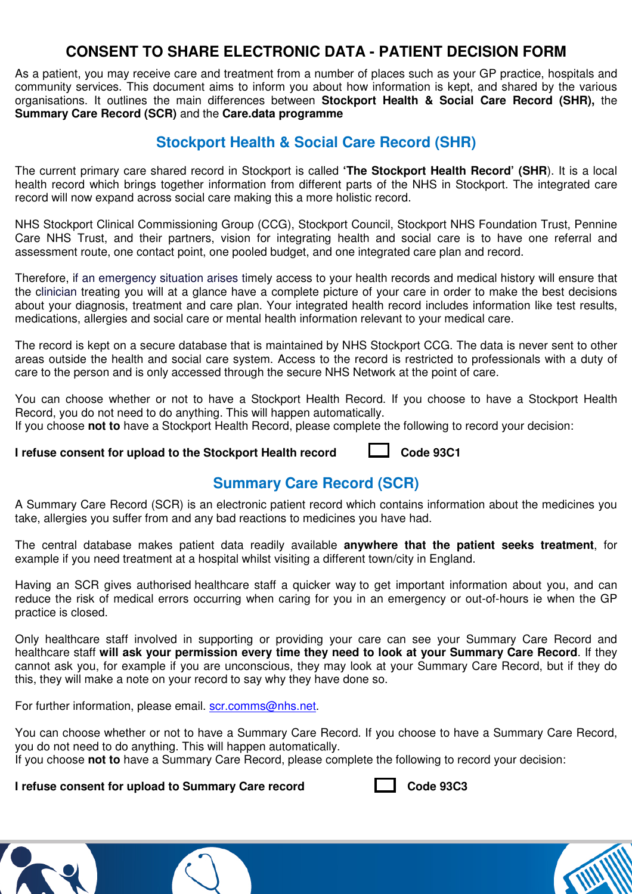# CONSENT TO SHARE ELECTRONIC DATA - PATIENT DECISION FORM

As a patient, you may receive care and treatment from a number of places such as your GP practice, hospitals and community services. This document aims to inform you about how information is kept, and shared by the various organisations. It outlines the main differences between **Stockport Health & Social Care Record (SHR),** the **Summary Care Record (SCR)** and the **Care.data programme**

## Stockport Health & Social Care Record (SHR)

The current primary care shared record in Stockport is called **'The Stockport Health Record' (SHR**). It is a local health record which brings together information from different parts of the NHS in Stockport. The integrated care record will now expand across social care making this a more holistic record.

NHS Stockport Clinical Commissioning Group (CCG), Stockport Council, Stockport NHS Foundation Trust, Pennine Care NHS Trust, and their partners, vision for integrating health and social care is to have one referral and assessment route, one contact point, one pooled budget, and one integrated care plan and record.

Therefore, if an emergency situation arises timely access to your health records and medical history will ensure that the clinician treating you will at a glance have a complete picture of your care in order to make the best decisions about your diagnosis, treatment and care plan. Your integrated health record includes information like test results, medications, allergies and social care or mental health information relevant to your medical care.

The record is kept on a secure database that is maintained by NHS Stockport CCG. The data is never sent to other areas outside the health and social care system. Access to the record is restricted to professionals with a duty of care to the person and is only accessed through the secure NHS Network at the point of care.

You can choose whether or not to have a Stockport Health Record. If you choose to have a Stockport Health Record, you do not need to do anything. This will happen automatically.
If you choose **not to** have a Stockport Health Record, please complete the following to record your decision:

**I refuse consent for upload to the Stockport Health record** ☐ **Code 93C1**

## Summary Care Record (SCR)

A Summary Care Record (SCR) is an electronic patient record which contains information about the medicines you take, allergies you suffer from and any bad reactions to medicines you have had.

The central database makes patient data readily available **anywhere that the patient seeks treatment**, for example if you need treatment at a hospital whilst visiting a different town/city in England.

Having an SCR gives authorised healthcare staff a quicker way to get important information about you, and can reduce the risk of medical errors occurring when caring for you in an emergency or out-of-hours ie when the GP practice is closed.

Only healthcare staff involved in supporting or providing your care can see your Summary Care Record and healthcare staff **will ask your permission every time they need to look at your Summary Care Record**. If they cannot ask you, for example if you are unconscious, they may look at your Summary Care Record, but if they do this, they will make a note on your record to say why they have done so.

For further information, please email. scr.comms@nhs.net.

You can choose whether or not to have a Summary Care Record. If you choose to have a Summary Care Record, you do not need to do anything. This will happen automatically.
If you choose **not to** have a Summary Care Record, please complete the following to record your decision:

**I refuse consent for upload to Summary Care record** ☐ **Code 93C3**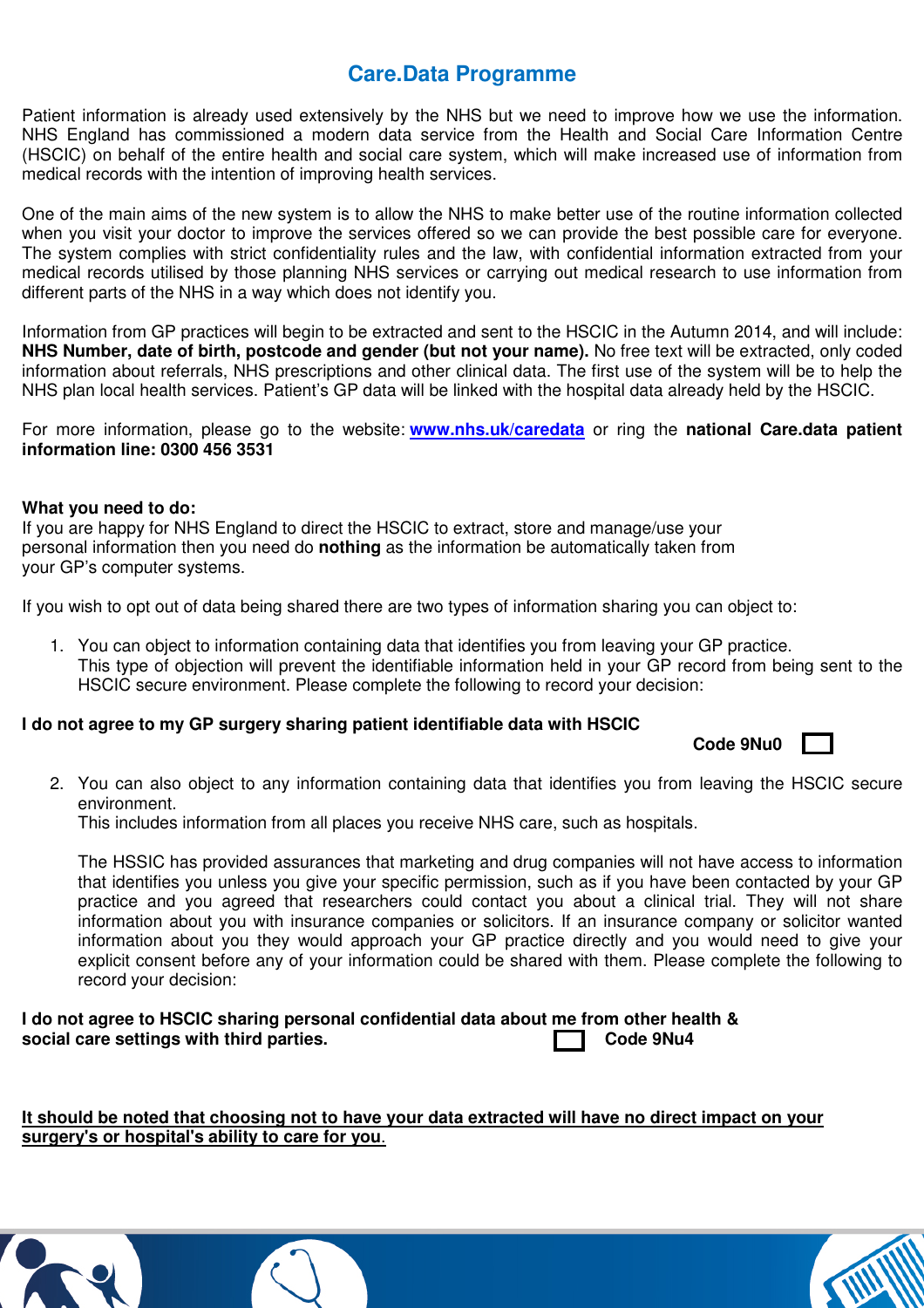# Care.Data Programme

Patient information is already used extensively by the NHS but we need to improve how we use the information. NHS England has commissioned a modern data service from the Health and Social Care Information Centre (HSCIC) on behalf of the entire health and social care system, which will make increased use of information from medical records with the intention of improving health services.

One of the main aims of the new system is to allow the NHS to make better use of the routine information collected when you visit your doctor to improve the services offered so we can provide the best possible care for everyone. The system complies with strict confidentiality rules and the law, with confidential information extracted from your medical records utilised by those planning NHS services or carrying out medical research to use information from different parts of the NHS in a way which does not identify you.

Information from GP practices will begin to be extracted and sent to the HSCIC in the Autumn 2014, and will include: **NHS Number, date of birth, postcode and gender (but not your name).** No free text will be extracted, only coded information about referrals, NHS prescriptions and other clinical data. The first use of the system will be to help the NHS plan local health services. Patient's GP data will be linked with the hospital data already held by the HSCIC.

For more information, please go to the website: **www.nhs.uk/caredata** or ring the **national Care.data patient information line: 0300 456 3531**

**What you need to do:**
If you are happy for NHS England to direct the HSCIC to extract, store and manage/use your personal information then you need do **nothing** as the information be automatically taken from your GP's computer systems.

If you wish to opt out of data being shared there are two types of information sharing you can object to:

1. You can object to information containing data that identifies you from leaving your GP practice.
   This type of objection will prevent the identifiable information held in your GP record from being sent to the HSCIC secure environment. Please complete the following to record your decision:

**I do not agree to my GP surgery sharing patient identifiable data with HSCIC**

**Code 9Nu0** ☐

2. You can also object to any information containing data that identifies you from leaving the HSCIC secure environment.
   This includes information from all places you receive NHS care, such as hospitals.

   The HSSIC has provided assurances that marketing and drug companies will not have access to information that identifies you unless you give your specific permission, such as if you have been contacted by your GP practice and you agreed that researchers could contact you about a clinical trial. They will not share information about you with insurance companies or solicitors. If an insurance company or solicitor wanted information about you they would approach your GP practice directly and you would need to give your explicit consent before any of your information could be shared with them. Please complete the following to record your decision:

**I do not agree to HSCIC sharing personal confidential data about me from other health & social care settings with third parties.** ☐ **Code 9Nu4**

**<u>It should be noted that choosing not to have your data extracted will have no direct impact on your surgery's or hospital's ability to care for you</u>**.